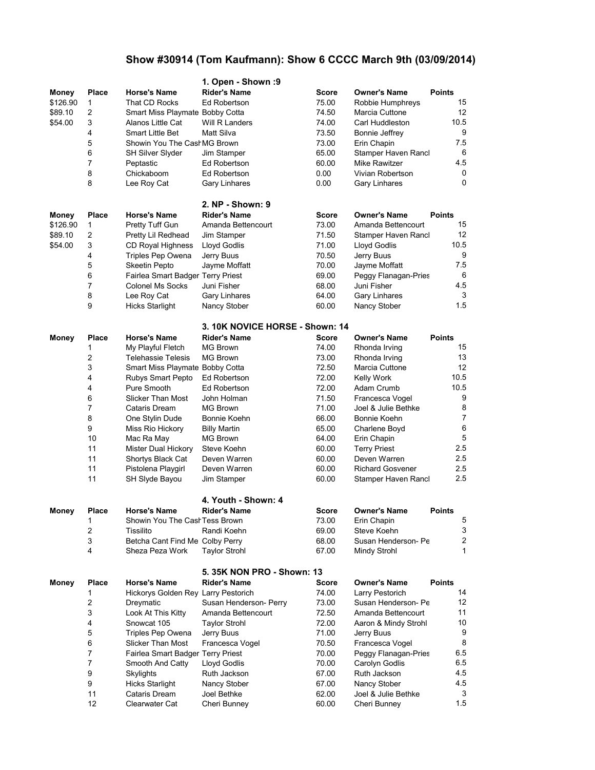# Show #30914 (Tom Kaufmann): Show 6 CCCC March 9th (03/09/2014)

## 1. Open - Shown :9

| Money | Place | Horse's Name | Rider's Name | Score | Owner's Name | Points |
|---|---|---|---|---|---|---|
| $126.90 | 1 | That CD Rocks | Ed Robertson | 75.00 | Robbie Humphreys | 15 |
| $89.10 | 2 | Smart Miss Playmate | Bobby Cotta | 74.50 | Marcia Cuttone | 12 |
| $54.00 | 3 | Alanos Little Cat | Will R Landers | 74.00 | Carl Huddleston | 10.5 |
| | 4 | Smart Little Bet | Matt Silva | 73.50 | Bonnie Jeffrey | 9 |
| | 5 | Showin You The Cash | MG Brown | 73.00 | Erin Chapin | 7.5 |
| | 6 | SH Silver Slyder | Jim Stamper | 65.00 | Stamper Haven Ranch | 6 |
| | 7 | Peptastic | Ed Robertson | 60.00 | Mike Rawitzer | 4.5 |
| | 8 | Chickaboom | Ed Robertson | 0.00 | Vivian Robertson | 0 |
| | 8 | Lee Roy Cat | Gary Linhares | 0.00 | Gary Linhares | 0 |

## 2. NP - Shown: 9

| Money | Place | Horse's Name | Rider's Name | Score | Owner's Name | Points |
|---|---|---|---|---|---|---|
| $126.90 | 1 | Pretty Tuff Gun | Amanda Bettencourt | 73.00 | Amanda Bettencourt | 15 |
| $89.10 | 2 | Pretty Lil Redhead | Jim Stamper | 71.50 | Stamper Haven Ranch | 12 |
| $54.00 | 3 | CD Royal Highness | Lloyd Godlis | 71.00 | Lloyd Godlis | 10.5 |
| | 4 | Triples Pep Owena | Jerry Buus | 70.50 | Jerry Buus | 9 |
| | 5 | Skeetin Pepto | Jayme Moffatt | 70.00 | Jayme Moffatt | 7.5 |
| | 6 | Fairlea Smart Badger | Terry Priest | 69.00 | Peggy Flanagan-Pries | 6 |
| | 7 | Colonel Ms Socks | Juni Fisher | 68.00 | Juni Fisher | 4.5 |
| | 8 | Lee Roy Cat | Gary Linhares | 64.00 | Gary Linhares | 3 |
| | 9 | Hicks Starlight | Nancy Stober | 60.00 | Nancy Stober | 1.5 |

## 3. 10K NOVICE HORSE - Shown: 14

| Money | Place | Horse's Name | Rider's Name | Score | Owner's Name | Points |
|---|---|---|---|---|---|---|
| | 1 | My Playful Fletch | MG Brown | 74.00 | Rhonda Irving | 15 |
| | 2 | Telehassie Telesis | MG Brown | 73.00 | Rhonda Irving | 13 |
| | 3 | Smart Miss Playmate | Bobby Cotta | 72.50 | Marcia Cuttone | 12 |
| | 4 | Rubys Smart Pepto | Ed Robertson | 72.00 | Kelly Work | 10.5 |
| | 4 | Pure Smooth | Ed Robertson | 72.00 | Adam Crumb | 10.5 |
| | 6 | Slicker Than Most | John Holman | 71.50 | Francesca Vogel | 9 |
| | 7 | Cataris Dream | MG Brown | 71.00 | Joel & Julie Bethke | 8 |
| | 8 | One Stylin Dude | Bonnie Koehn | 66.00 | Bonnie Koehn | 7 |
| | 9 | Miss Rio Hickory | Billy Martin | 65.00 | Charlene Boyd | 6 |
| | 10 | Mac Ra May | MG Brown | 64.00 | Erin Chapin | 5 |
| | 11 | Mister Dual Hickory | Steve Koehn | 60.00 | Terry Priest | 2.5 |
| | 11 | Shortys Black Cat | Deven Warren | 60.00 | Deven Warren | 2.5 |
| | 11 | Pistolena Playgirl | Deven Warren | 60.00 | Richard Gosvener | 2.5 |
| | 11 | SH Slyde Bayou | Jim Stamper | 60.00 | Stamper Haven Ranch | 2.5 |

## 4. Youth - Shown: 4

| Money | Place | Horse's Name | Rider's Name | Score | Owner's Name | Points |
|---|---|---|---|---|---|---|
| | 1 | Showin You The Cash | Tess Brown | 73.00 | Erin Chapin | 5 |
| | 2 | Tissilito | Randi Koehn | 69.00 | Steve Koehn | 3 |
| | 3 | Betcha Cant Find Me | Colby Perry | 68.00 | Susan Henderson- Pe | 2 |
| | 4 | Sheza Peza Work | Taylor Strohl | 67.00 | Mindy Strohl | 1 |

## 5. 35K NON PRO - Shown: 13

| Money | Place | Horse's Name | Rider's Name | Score | Owner's Name | Points |
|---|---|---|---|---|---|---|
| | 1 | Hickorys Golden Rey | Larry Pestorich | 74.00 | Larry Pestorich | 14 |
| | 2 | Dreymatic | Susan Henderson- Perry | 73.00 | Susan Henderson- Pe | 12 |
| | 3 | Look At This Kitty | Amanda Bettencourt | 72.50 | Amanda Bettencourt | 11 |
| | 4 | Snowcat 105 | Taylor Strohl | 72.00 | Aaron & Mindy Strohl | 10 |
| | 5 | Triples Pep Owena | Jerry Buus | 71.00 | Jerry Buus | 9 |
| | 6 | Slicker Than Most | Francesca Vogel | 70.50 | Francesca Vogel | 8 |
| | 7 | Fairlea Smart Badger | Terry Priest | 70.00 | Peggy Flanagan-Pries | 6.5 |
| | 7 | Smooth And Catty | Lloyd Godlis | 70.00 | Carolyn Godlis | 6.5 |
| | 9 | Skylights | Ruth Jackson | 67.00 | Ruth Jackson | 4.5 |
| | 9 | Hicks Starlight | Nancy Stober | 67.00 | Nancy Stober | 4.5 |
| | 11 | Cataris Dream | Joel Bethke | 62.00 | Joel & Julie Bethke | 3 |
| | 12 | Clearwater Cat | Cheri Bunney | 60.00 | Cheri Bunney | 1.5 |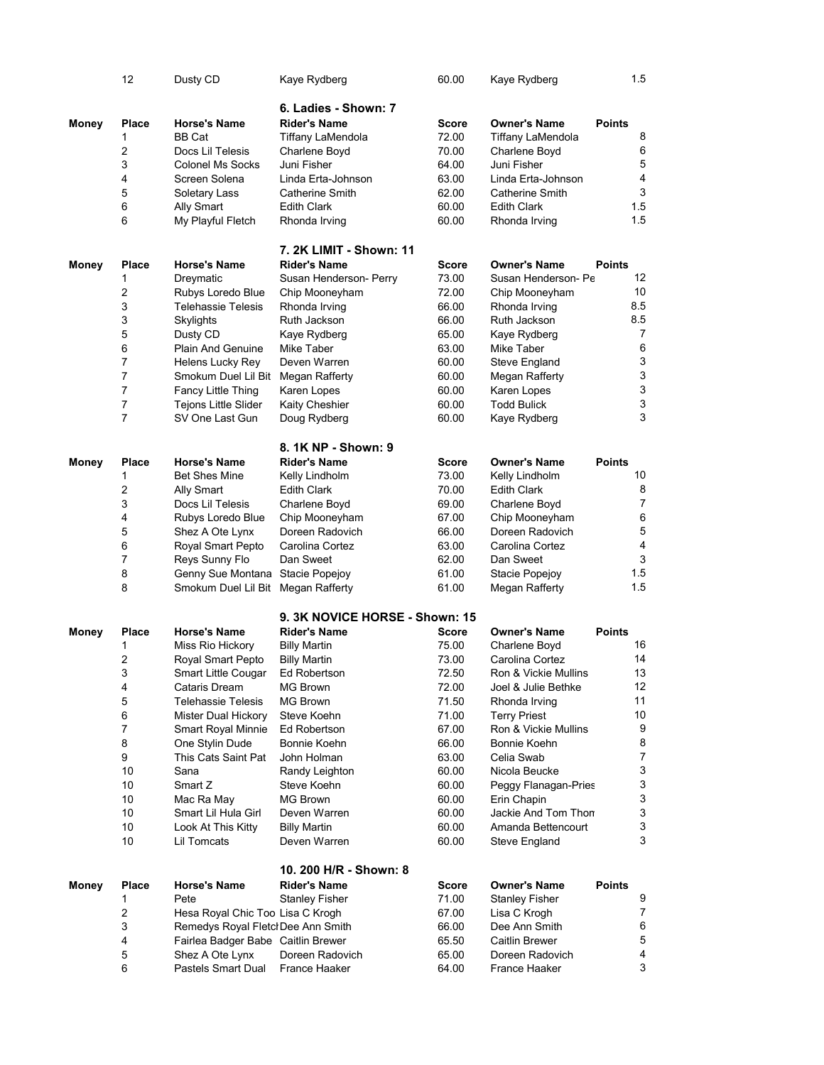| | 12 | Dusty CD | Kaye Rydberg | 60.00 | Kaye Rydberg | 1.5 |
|---|---|---|---|---|---|---|

### 6. Ladies - Shown: 7

| Money | Place | Horse's Name | Rider's Name | Score | Owner's Name | Points |
|---|---|---|---|---|---|---|
| | 1 | BB Cat | Tiffany LaMendola | 72.00 | Tiffany LaMendola | 8 |
| | 2 | Docs Lil Telesis | Charlene Boyd | 70.00 | Charlene Boyd | 6 |
| | 3 | Colonel Ms Socks | Juni Fisher | 64.00 | Juni Fisher | 5 |
| | 4 | Screen Solena | Linda Erta-Johnson | 63.00 | Linda Erta-Johnson | 4 |
| | 5 | Soletary Lass | Catherine Smith | 62.00 | Catherine Smith | 3 |
| | 6 | Ally Smart | Edith Clark | 60.00 | Edith Clark | 1.5 |
| | 6 | My Playful Fletch | Rhonda Irving | 60.00 | Rhonda Irving | 1.5 |

### 7. 2K LIMIT - Shown: 11

| Money | Place | Horse's Name | Rider's Name | Score | Owner's Name | Points |
|---|---|---|---|---|---|---|
| | 1 | Dreymatic | Susan Henderson- Perry | 73.00 | Susan Henderson- Pe | 12 |
| | 2 | Rubys Loredo Blue | Chip Mooneyham | 72.00 | Chip Mooneyham | 10 |
| | 3 | Telehassie Telesis | Rhonda Irving | 66.00 | Rhonda Irving | 8.5 |
| | 3 | Skylights | Ruth Jackson | 66.00 | Ruth Jackson | 8.5 |
| | 5 | Dusty CD | Kaye Rydberg | 65.00 | Kaye Rydberg | 7 |
| | 6 | Plain And Genuine | Mike Taber | 63.00 | Mike Taber | 6 |
| | 7 | Helens Lucky Rey | Deven Warren | 60.00 | Steve England | 3 |
| | 7 | Smokum Duel Lil Bit | Megan Rafferty | 60.00 | Megan Rafferty | 3 |
| | 7 | Fancy Little Thing | Karen Lopes | 60.00 | Karen Lopes | 3 |
| | 7 | Tejons Little Slider | Kaity Cheshier | 60.00 | Todd Bulick | 3 |
| | 7 | SV One Last Gun | Doug Rydberg | 60.00 | Kaye Rydberg | 3 |

### 8. 1K NP - Shown: 9

| Money | Place | Horse's Name | Rider's Name | Score | Owner's Name | Points |
|---|---|---|---|---|---|---|
| | 1 | Bet Shes Mine | Kelly Lindholm | 73.00 | Kelly Lindholm | 10 |
| | 2 | Ally Smart | Edith Clark | 70.00 | Edith Clark | 8 |
| | 3 | Docs Lil Telesis | Charlene Boyd | 69.00 | Charlene Boyd | 7 |
| | 4 | Rubys Loredo Blue | Chip Mooneyham | 67.00 | Chip Mooneyham | 6 |
| | 5 | Shez A Ote Lynx | Doreen Radovich | 66.00 | Doreen Radovich | 5 |
| | 6 | Royal Smart Pepto | Carolina Cortez | 63.00 | Carolina Cortez | 4 |
| | 7 | Reys Sunny Flo | Dan Sweet | 62.00 | Dan Sweet | 3 |
| | 8 | Genny Sue Montana | Stacie Popejoy | 61.00 | Stacie Popejoy | 1.5 |
| | 8 | Smokum Duel Lil Bit | Megan Rafferty | 61.00 | Megan Rafferty | 1.5 |

### 9. 3K NOVICE HORSE - Shown: 15

| Money | Place | Horse's Name | Rider's Name | Score | Owner's Name | Points |
|---|---|---|---|---|---|---|
| | 1 | Miss Rio Hickory | Billy Martin | 75.00 | Charlene Boyd | 16 |
| | 2 | Royal Smart Pepto | Billy Martin | 73.00 | Carolina Cortez | 14 |
| | 3 | Smart Little Cougar | Ed Robertson | 72.50 | Ron & Vickie Mullins | 13 |
| | 4 | Cataris Dream | MG Brown | 72.00 | Joel & Julie Bethke | 12 |
| | 5 | Telehassie Telesis | MG Brown | 71.50 | Rhonda Irving | 11 |
| | 6 | Mister Dual Hickory | Steve Koehn | 71.00 | Terry Priest | 10 |
| | 7 | Smart Royal Minnie | Ed Robertson | 67.00 | Ron & Vickie Mullins | 9 |
| | 8 | One Stylin Dude | Bonnie Koehn | 66.00 | Bonnie Koehn | 8 |
| | 9 | This Cats Saint Pat | John Holman | 63.00 | Celia Swab | 7 |
| | 10 | Sana | Randy Leighton | 60.00 | Nicola Beucke | 3 |
| | 10 | Smart Z | Steve Koehn | 60.00 | Peggy Flanagan-Pries | 3 |
| | 10 | Mac Ra May | MG Brown | 60.00 | Erin Chapin | 3 |
| | 10 | Smart Lil Hula Girl | Deven Warren | 60.00 | Jackie And Tom Thon | 3 |
| | 10 | Look At This Kitty | Billy Martin | 60.00 | Amanda Bettencourt | 3 |
| | 10 | Lil Tomcats | Deven Warren | 60.00 | Steve England | 3 |

### 10. 200 H/R - Shown: 8

| Money | Place | Horse's Name | Rider's Name | Score | Owner's Name | Points |
|---|---|---|---|---|---|---|
| | 1 | Pete | Stanley Fisher | 71.00 | Stanley Fisher | 9 |
| | 2 | Hesa Royal Chic Too | Lisa C Krogh | 67.00 | Lisa C Krogh | 7 |
| | 3 | Remedys Royal Fletcl | Dee Ann Smith | 66.00 | Dee Ann Smith | 6 |
| | 4 | Fairlea Badger Babe | Caitlin Brewer | 65.50 | Caitlin Brewer | 5 |
| | 5 | Shez A Ote Lynx | Doreen Radovich | 65.00 | Doreen Radovich | 4 |
| | 6 | Pastels Smart Dual | France Haaker | 64.00 | France Haaker | 3 |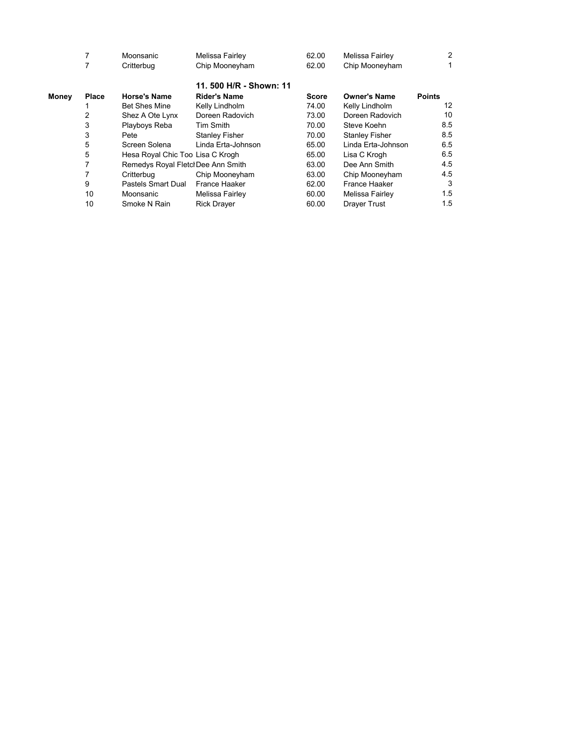| | | | | | | |
|---|---|---|---|---|---|---|
| | 7 | Moonsanic | Melissa Fairley | 62.00 | Melissa Fairley | 2 |
| | 7 | Critterbug | Chip Mooneyham | 62.00 | Chip Mooneyham | 1 |

### 11. 500 H/R - Shown: 11

| Money | Place | Horse's Name | Rider's Name | Score | Owner's Name | Points |
|---|---|---|---|---|---|---|
| | 1 | Bet Shes Mine | Kelly Lindholm | 74.00 | Kelly Lindholm | 12 |
| | 2 | Shez A Ote Lynx | Doreen Radovich | 73.00 | Doreen Radovich | 10 |
| | 3 | Playboys Reba | Tim Smith | 70.00 | Steve Koehn | 8.5 |
| | 3 | Pete | Stanley Fisher | 70.00 | Stanley Fisher | 8.5 |
| | 5 | Screen Solena | Linda Erta-Johnson | 65.00 | Linda Erta-Johnson | 6.5 |
| | 5 | Hesa Royal Chic Too | Lisa C Krogh | 65.00 | Lisa C Krogh | 6.5 |
| | 7 | Remedys Royal Fletcl | Dee Ann Smith | 63.00 | Dee Ann Smith | 4.5 |
| | 7 | Critterbug | Chip Mooneyham | 63.00 | Chip Mooneyham | 4.5 |
| | 9 | Pastels Smart Dual | France Haaker | 62.00 | France Haaker | 3 |
| | 10 | Moonsanic | Melissa Fairley | 60.00 | Melissa Fairley | 1.5 |
| | 10 | Smoke N Rain | Rick Drayer | 60.00 | Drayer Trust | 1.5 |